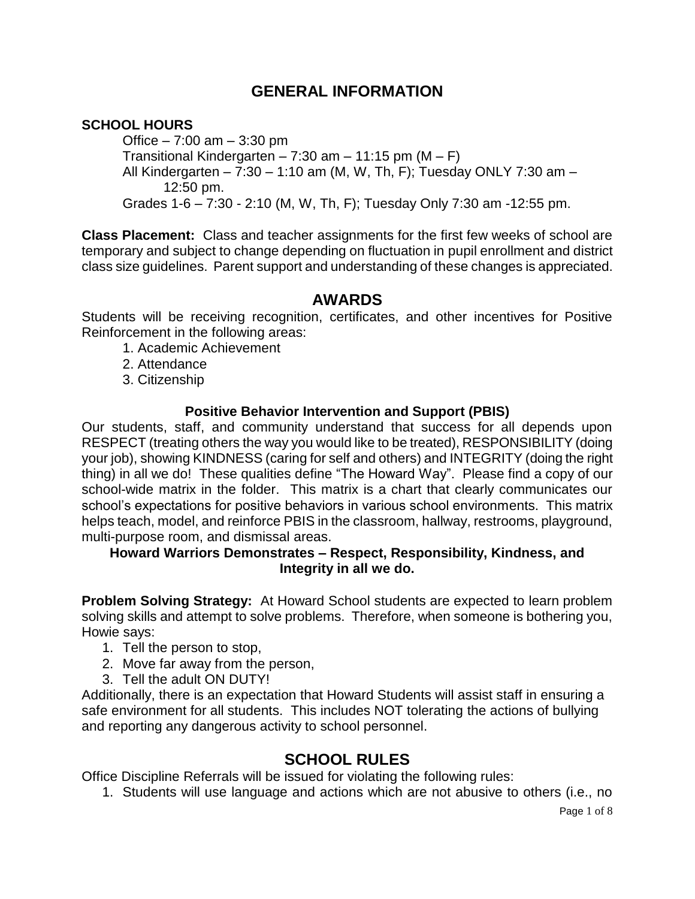# GENERAL INFORMATION

**SCHOOL HOURS**

Office – 7:00 am – 3:30 pm
Transitional Kindergarten – 7:30 am – 11:15 pm (M – F)
All Kindergarten – 7:30 – 1:10 am (M, W, Th, F); Tuesday ONLY 7:30 am – 12:50 pm.
Grades 1-6 – 7:30 - 2:10 (M, W, Th, F); Tuesday Only 7:30 am -12:55 pm.

**Class Placement:** Class and teacher assignments for the first few weeks of school are temporary and subject to change depending on fluctuation in pupil enrollment and district class size guidelines. Parent support and understanding of these changes is appreciated.

## AWARDS

Students will be receiving recognition, certificates, and other incentives for Positive Reinforcement in the following areas:

1. Academic Achievement
2. Attendance
3. Citizenship

### Positive Behavior Intervention and Support (PBIS)

Our students, staff, and community understand that success for all depends upon RESPECT (treating others the way you would like to be treated), RESPONSIBILITY (doing your job), showing KINDNESS (caring for self and others) and INTEGRITY (doing the right thing) in all we do! These qualities define "The Howard Way". Please find a copy of our school-wide matrix in the folder. This matrix is a chart that clearly communicates our school's expectations for positive behaviors in various school environments. This matrix helps teach, model, and reinforce PBIS in the classroom, hallway, restrooms, playground, multi-purpose room, and dismissal areas.

**Howard Warriors Demonstrates – Respect, Responsibility, Kindness, and Integrity in all we do.**

**Problem Solving Strategy:** At Howard School students are expected to learn problem solving skills and attempt to solve problems. Therefore, when someone is bothering you, Howie says:

1. Tell the person to stop,
2. Move far away from the person,
3. Tell the adult ON DUTY!

Additionally, there is an expectation that Howard Students will assist staff in ensuring a safe environment for all students. This includes NOT tolerating the actions of bullying and reporting any dangerous activity to school personnel.

## SCHOOL RULES

Office Discipline Referrals will be issued for violating the following rules:

1. Students will use language and actions which are not abusive to others (i.e., no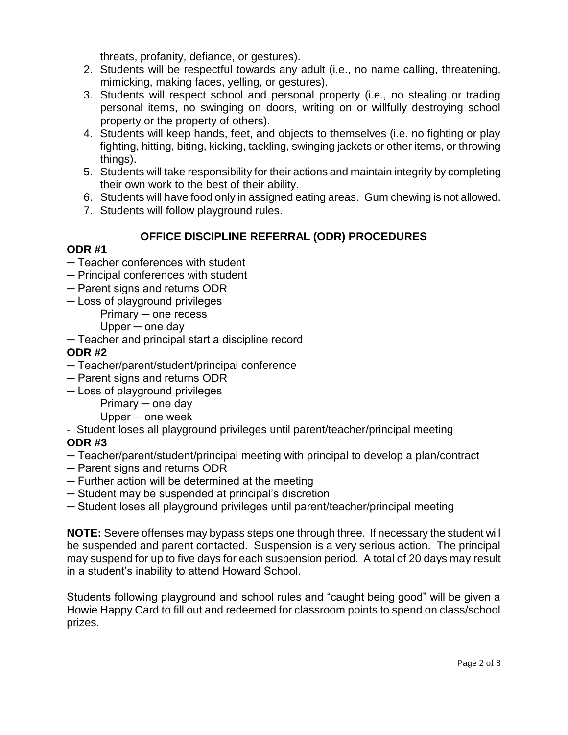threats, profanity, defiance, or gestures).

2. Students will be respectful towards any adult (i.e., no name calling, threatening, mimicking, making faces, yelling, or gestures).
3. Students will respect school and personal property (i.e., no stealing or trading personal items, no swinging on doors, writing on or willfully destroying school property or the property of others).
4. Students will keep hands, feet, and objects to themselves (i.e. no fighting or play fighting, hitting, biting, kicking, tackling, swinging jackets or other items, or throwing things).
5. Students will take responsibility for their actions and maintain integrity by completing their own work to the best of their ability.
6. Students will have food only in assigned eating areas. Gum chewing is not allowed.
7. Students will follow playground rules.

## OFFICE DISCIPLINE REFERRAL (ODR) PROCEDURES

**ODR #1**

─ Teacher conferences with student
─ Principal conferences with student
─ Parent signs and returns ODR
─ Loss of playground privileges
  Primary ─ one recess
  Upper ─ one day
─ Teacher and principal start a discipline record

**ODR #2**

─ Teacher/parent/student/principal conference
─ Parent signs and returns ODR
─ Loss of playground privileges
  Primary ─ one day
  Upper ─ one week
- Student loses all playground privileges until parent/teacher/principal meeting

**ODR #3**

─ Teacher/parent/student/principal meeting with principal to develop a plan/contract
─ Parent signs and returns ODR
─ Further action will be determined at the meeting
─ Student may be suspended at principal's discretion
─ Student loses all playground privileges until parent/teacher/principal meeting

**NOTE:** Severe offenses may bypass steps one through three. If necessary the student will be suspended and parent contacted. Suspension is a very serious action. The principal may suspend for up to five days for each suspension period. A total of 20 days may result in a student's inability to attend Howard School.

Students following playground and school rules and "caught being good" will be given a Howie Happy Card to fill out and redeemed for classroom points to spend on class/school prizes.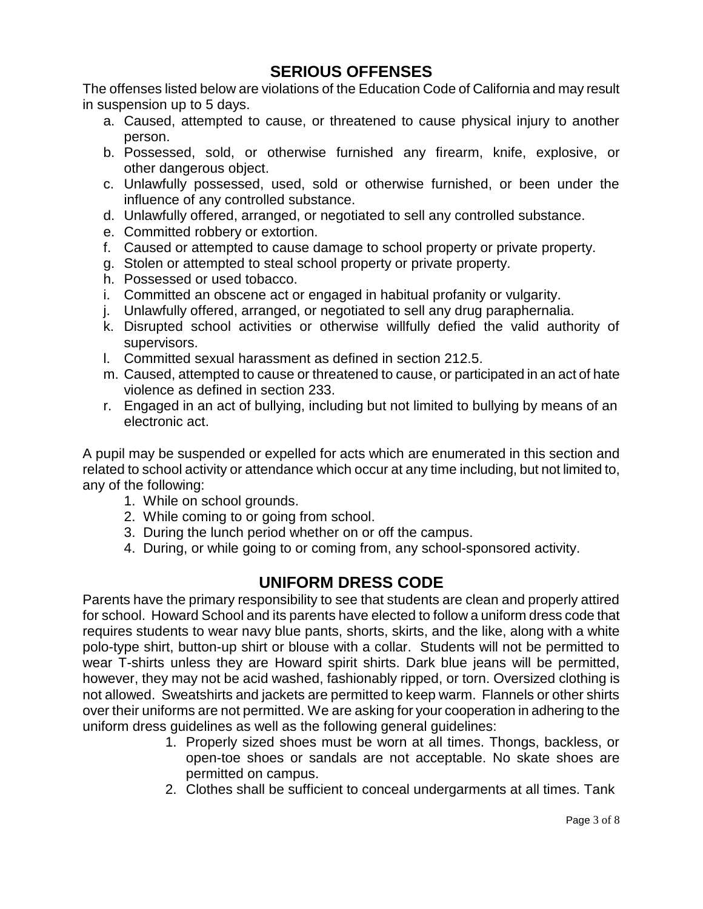## SERIOUS OFFENSES

The offenses listed below are violations of the Education Code of California and may result in suspension up to 5 days.

a. Caused, attempted to cause, or threatened to cause physical injury to another person.
b. Possessed, sold, or otherwise furnished any firearm, knife, explosive, or other dangerous object.
c. Unlawfully possessed, used, sold or otherwise furnished, or been under the influence of any controlled substance.
d. Unlawfully offered, arranged, or negotiated to sell any controlled substance.
e. Committed robbery or extortion.
f. Caused or attempted to cause damage to school property or private property.
g. Stolen or attempted to steal school property or private property.
h. Possessed or used tobacco.
i. Committed an obscene act or engaged in habitual profanity or vulgarity.
j. Unlawfully offered, arranged, or negotiated to sell any drug paraphernalia.
k. Disrupted school activities or otherwise willfully defied the valid authority of supervisors.
l. Committed sexual harassment as defined in section 212.5.
m. Caused, attempted to cause or threatened to cause, or participated in an act of hate violence as defined in section 233.
r. Engaged in an act of bullying, including but not limited to bullying by means of an electronic act.

A pupil may be suspended or expelled for acts which are enumerated in this section and related to school activity or attendance which occur at any time including, but not limited to, any of the following:

1. While on school grounds.
2. While coming to or going from school.
3. During the lunch period whether on or off the campus.
4. During, or while going to or coming from, any school-sponsored activity.

## UNIFORM DRESS CODE

Parents have the primary responsibility to see that students are clean and properly attired for school. Howard School and its parents have elected to follow a uniform dress code that requires students to wear navy blue pants, shorts, skirts, and the like, along with a white polo-type shirt, button-up shirt or blouse with a collar. Students will not be permitted to wear T-shirts unless they are Howard spirit shirts. Dark blue jeans will be permitted, however, they may not be acid washed, fashionably ripped, or torn. Oversized clothing is not allowed. Sweatshirts and jackets are permitted to keep warm. Flannels or other shirts over their uniforms are not permitted. We are asking for your cooperation in adhering to the uniform dress guidelines as well as the following general guidelines:

1. Properly sized shoes must be worn at all times. Thongs, backless, or open-toe shoes or sandals are not acceptable. No skate shoes are permitted on campus.
2. Clothes shall be sufficient to conceal undergarments at all times. Tank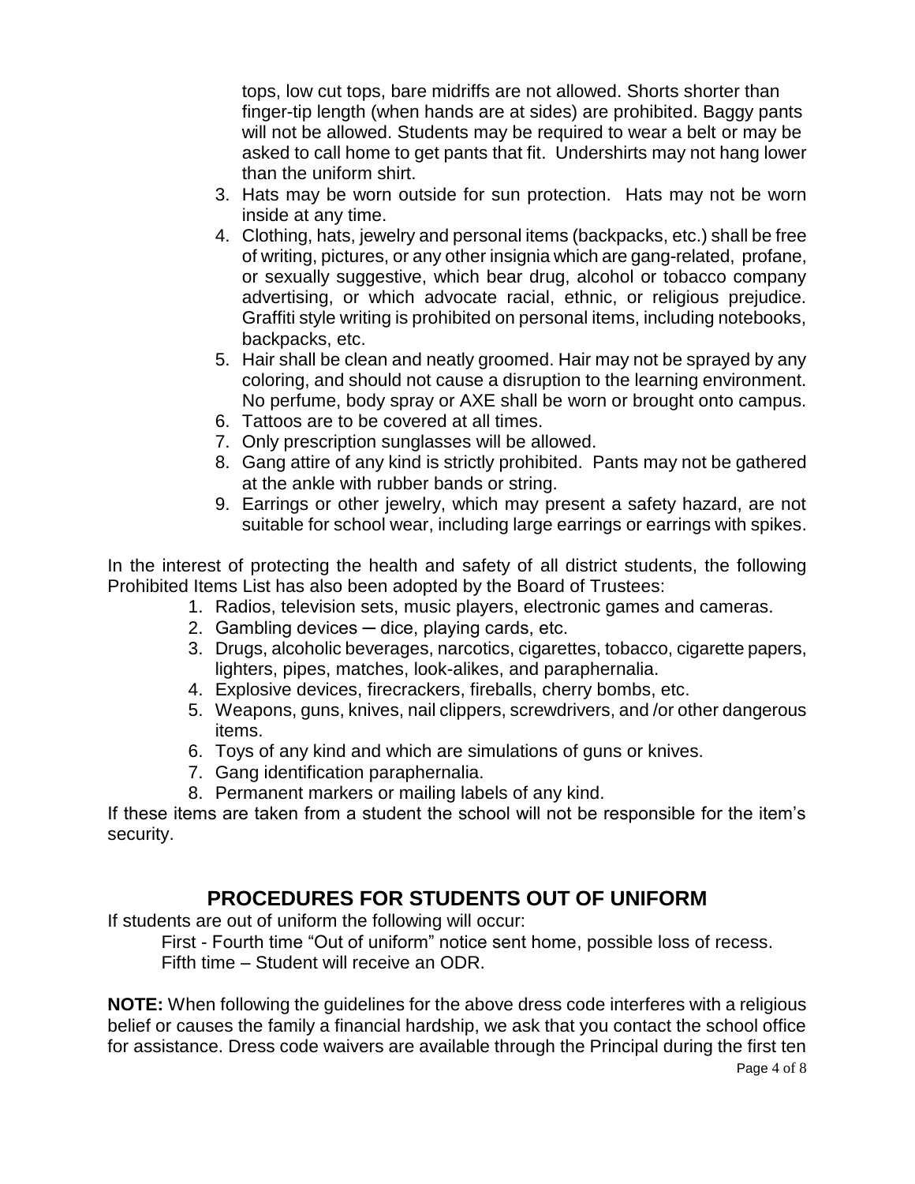tops, low cut tops, bare midriffs are not allowed. Shorts shorter than finger-tip length (when hands are at sides) are prohibited. Baggy pants will not be allowed. Students may be required to wear a belt or may be asked to call home to get pants that fit. Undershirts may not hang lower than the uniform shirt.

3. Hats may be worn outside for sun protection. Hats may not be worn inside at any time.
4. Clothing, hats, jewelry and personal items (backpacks, etc.) shall be free of writing, pictures, or any other insignia which are gang-related, profane, or sexually suggestive, which bear drug, alcohol or tobacco company advertising, or which advocate racial, ethnic, or religious prejudice. Graffiti style writing is prohibited on personal items, including notebooks, backpacks, etc.
5. Hair shall be clean and neatly groomed. Hair may not be sprayed by any coloring, and should not cause a disruption to the learning environment. No perfume, body spray or AXE shall be worn or brought onto campus.
6. Tattoos are to be covered at all times.
7. Only prescription sunglasses will be allowed.
8. Gang attire of any kind is strictly prohibited. Pants may not be gathered at the ankle with rubber bands or string.
9. Earrings or other jewelry, which may present a safety hazard, are not suitable for school wear, including large earrings or earrings with spikes.

In the interest of protecting the health and safety of all district students, the following Prohibited Items List has also been adopted by the Board of Trustees:

1. Radios, television sets, music players, electronic games and cameras.
2. Gambling devices ─ dice, playing cards, etc.
3. Drugs, alcoholic beverages, narcotics, cigarettes, tobacco, cigarette papers, lighters, pipes, matches, look-alikes, and paraphernalia.
4. Explosive devices, firecrackers, fireballs, cherry bombs, etc.
5. Weapons, guns, knives, nail clippers, screwdrivers, and /or other dangerous items.
6. Toys of any kind and which are simulations of guns or knives.
7. Gang identification paraphernalia.
8. Permanent markers or mailing labels of any kind.

If these items are taken from a student the school will not be responsible for the item's security.

## PROCEDURES FOR STUDENTS OUT OF UNIFORM

If students are out of uniform the following will occur:

First - Fourth time "Out of uniform" notice sent home, possible loss of recess.
Fifth time – Student will receive an ODR.

**NOTE:** When following the guidelines for the above dress code interferes with a religious belief or causes the family a financial hardship, we ask that you contact the school office for assistance. Dress code waivers are available through the Principal during the first ten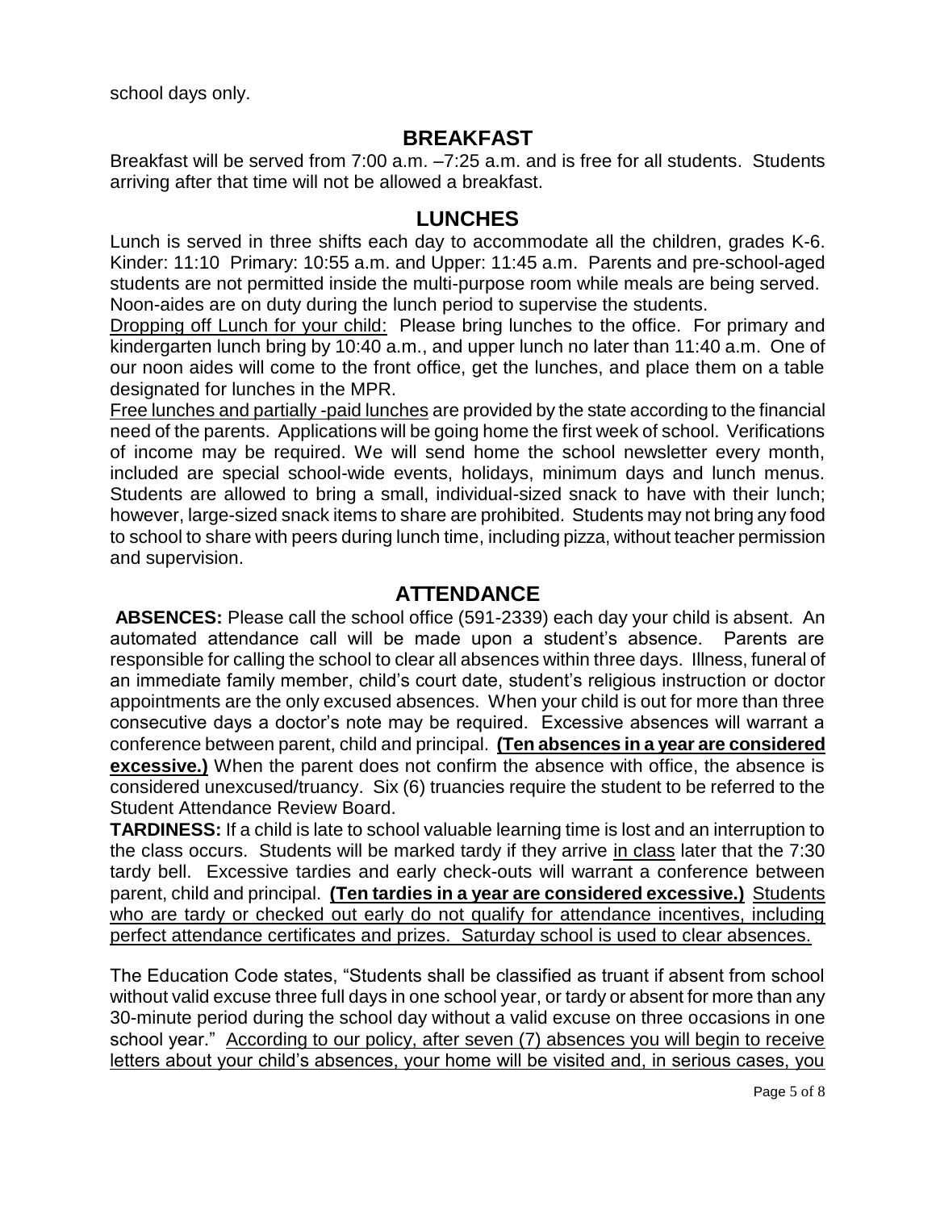school days only.

## BREAKFAST

Breakfast will be served from 7:00 a.m. –7:25 a.m. and is free for all students. Students arriving after that time will not be allowed a breakfast.

## LUNCHES

Lunch is served in three shifts each day to accommodate all the children, grades K-6. Kinder: 11:10 Primary: 10:55 a.m. and Upper: 11:45 a.m. Parents and pre-school-aged students are not permitted inside the multi-purpose room while meals are being served. Noon-aides are on duty during the lunch period to supervise the students.

<u>Dropping off Lunch for your child:</u> Please bring lunches to the office. For primary and kindergarten lunch bring by 10:40 a.m., and upper lunch no later than 11:40 a.m. One of our noon aides will come to the front office, get the lunches, and place them on a table designated for lunches in the MPR.

<u>Free lunches and partially -paid lunches</u> are provided by the state according to the financial need of the parents. Applications will be going home the first week of school. Verifications of income may be required. We will send home the school newsletter every month, included are special school-wide events, holidays, minimum days and lunch menus. Students are allowed to bring a small, individual-sized snack to have with their lunch; however, large-sized snack items to share are prohibited. Students may not bring any food to school to share with peers during lunch time, including pizza, without teacher permission and supervision.

## ATTENDANCE

**ABSENCES:** Please call the school office (591-2339) each day your child is absent. An automated attendance call will be made upon a student's absence. Parents are responsible for calling the school to clear all absences within three days. Illness, funeral of an immediate family member, child's court date, student's religious instruction or doctor appointments are the only excused absences. When your child is out for more than three consecutive days a doctor's note may be required. Excessive absences will warrant a conference between parent, child and principal. **<u>(Ten absences in a year are considered excessive.)</u>** When the parent does not confirm the absence with office, the absence is considered unexcused/truancy. Six (6) truancies require the student to be referred to the Student Attendance Review Board.

**TARDINESS:** If a child is late to school valuable learning time is lost and an interruption to the class occurs. Students will be marked tardy if they arrive <u>in class</u> later that the 7:30 tardy bell. Excessive tardies and early check-outs will warrant a conference between parent, child and principal. **<u>(Ten tardies in a year are considered excessive.)</u>** <u>Students who are tardy or checked out early do not qualify for attendance incentives, including perfect attendance certificates and prizes. Saturday school is used to clear absences.</u>

The Education Code states, "Students shall be classified as truant if absent from school without valid excuse three full days in one school year, or tardy or absent for more than any 30-minute period during the school day without a valid excuse on three occasions in one school year." <u>According to our policy, after seven (7) absences you will begin to receive letters about your child's absences, your home will be visited and, in serious cases, you</u>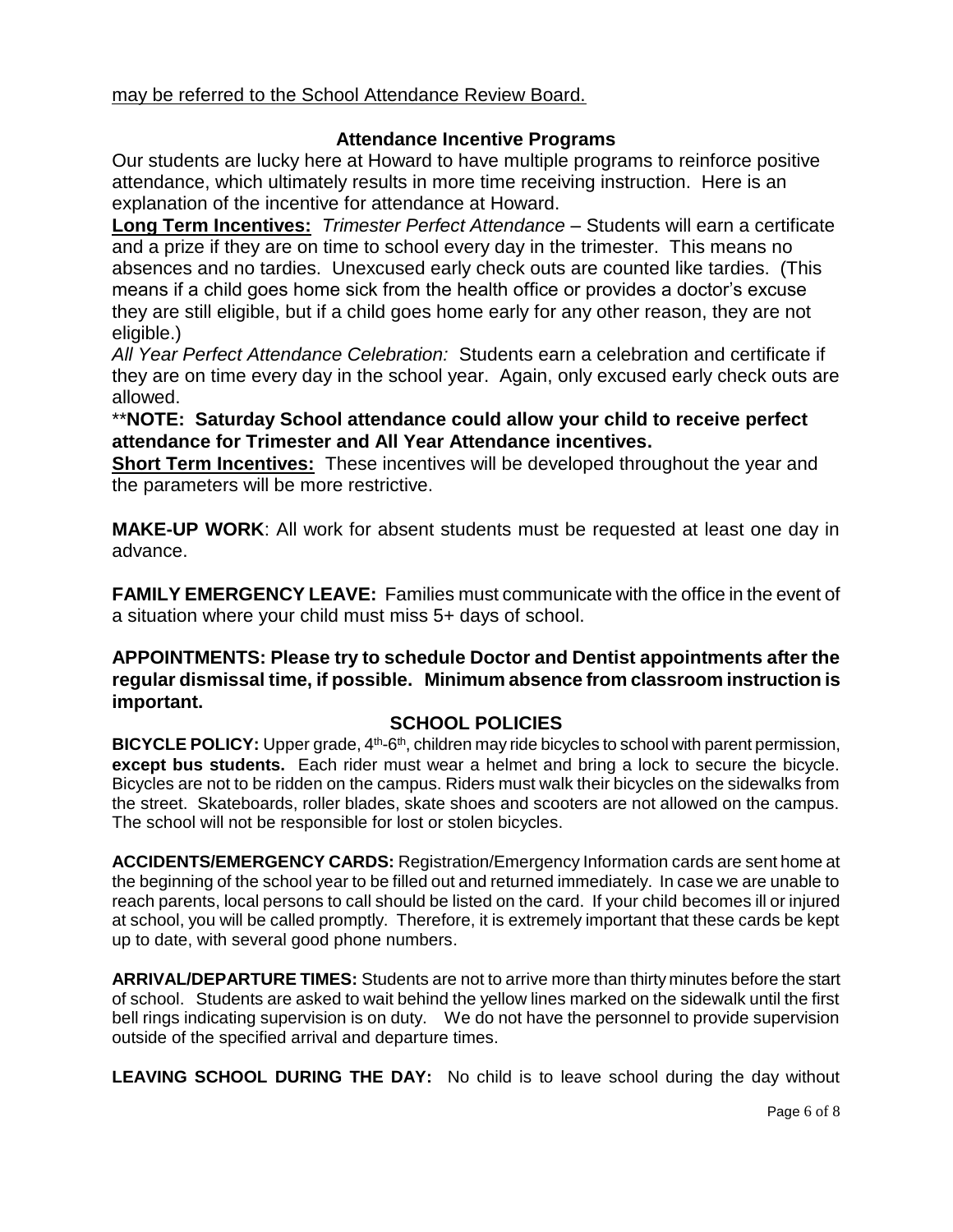may be referred to the School Attendance Review Board.

## Attendance Incentive Programs

Our students are lucky here at Howard to have multiple programs to reinforce positive attendance, which ultimately results in more time receiving instruction. Here is an explanation of the incentive for attendance at Howard.

**Long Term Incentives:** *Trimester Perfect Attendance* – Students will earn a certificate and a prize if they are on time to school every day in the trimester. This means no absences and no tardies. Unexcused early check outs are counted like tardies. (This means if a child goes home sick from the health office or provides a doctor's excuse they are still eligible, but if a child goes home early for any other reason, they are not eligible.)

*All Year Perfect Attendance Celebration:* Students earn a celebration and certificate if they are on time every day in the school year. Again, only excused early check outs are allowed.

\*\***NOTE: Saturday School attendance could allow your child to receive perfect attendance for Trimester and All Year Attendance incentives.**

**Short Term Incentives:** These incentives will be developed throughout the year and the parameters will be more restrictive.

**MAKE-UP WORK**: All work for absent students must be requested at least one day in advance.

**FAMILY EMERGENCY LEAVE:** Families must communicate with the office in the event of a situation where your child must miss 5+ days of school.

**APPOINTMENTS: Please try to schedule Doctor and Dentist appointments after the regular dismissal time, if possible. Minimum absence from classroom instruction is important.**

## SCHOOL POLICIES

**BICYCLE POLICY:** Upper grade, 4th-6th, children may ride bicycles to school with parent permission, **except bus students.** Each rider must wear a helmet and bring a lock to secure the bicycle. Bicycles are not to be ridden on the campus. Riders must walk their bicycles on the sidewalks from the street. Skateboards, roller blades, skate shoes and scooters are not allowed on the campus. The school will not be responsible for lost or stolen bicycles.

**ACCIDENTS/EMERGENCY CARDS:** Registration/Emergency Information cards are sent home at the beginning of the school year to be filled out and returned immediately. In case we are unable to reach parents, local persons to call should be listed on the card. If your child becomes ill or injured at school, you will be called promptly. Therefore, it is extremely important that these cards be kept up to date, with several good phone numbers.

**ARRIVAL/DEPARTURE TIMES:** Students are not to arrive more than thirty minutes before the start of school. Students are asked to wait behind the yellow lines marked on the sidewalk until the first bell rings indicating supervision is on duty. We do not have the personnel to provide supervision outside of the specified arrival and departure times.

**LEAVING SCHOOL DURING THE DAY:** No child is to leave school during the day without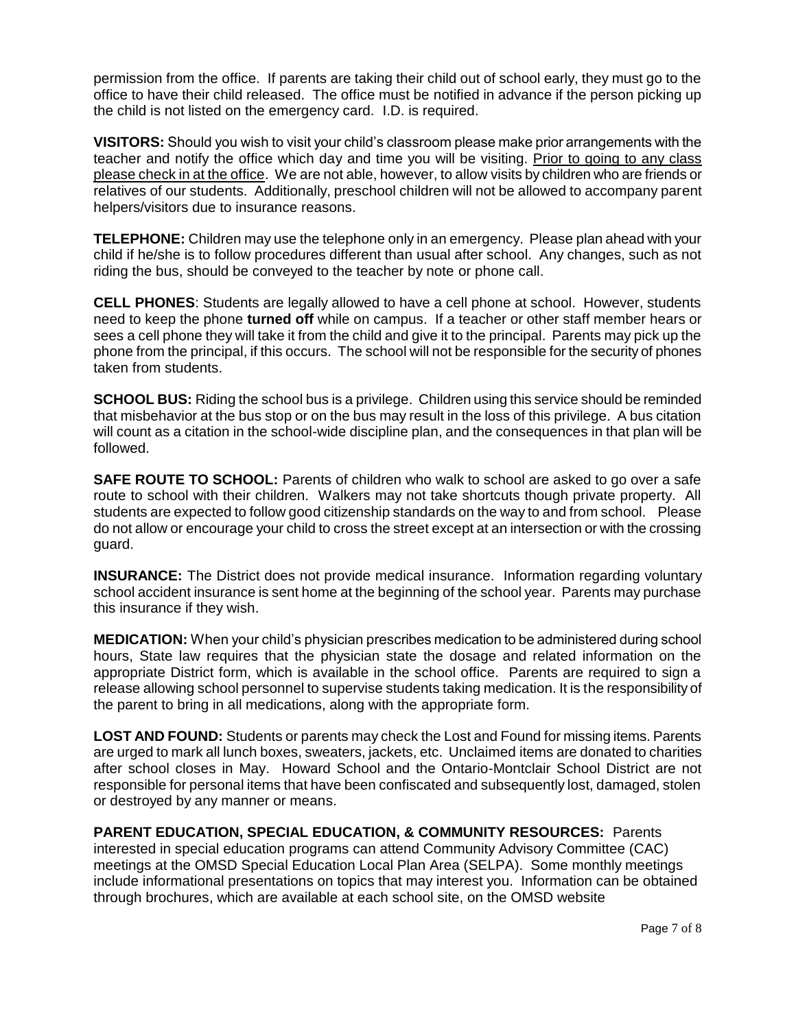permission from the office. If parents are taking their child out of school early, they must go to the office to have their child released. The office must be notified in advance if the person picking up the child is not listed on the emergency card. I.D. is required.

**VISITORS:** Should you wish to visit your child's classroom please make prior arrangements with the teacher and notify the office which day and time you will be visiting. <u>Prior to going to any class please check in at the office</u>. We are not able, however, to allow visits by children who are friends or relatives of our students. Additionally, preschool children will not be allowed to accompany parent helpers/visitors due to insurance reasons.

**TELEPHONE:** Children may use the telephone only in an emergency. Please plan ahead with your child if he/she is to follow procedures different than usual after school. Any changes, such as not riding the bus, should be conveyed to the teacher by note or phone call.

**CELL PHONES**: Students are legally allowed to have a cell phone at school. However, students need to keep the phone **turned off** while on campus. If a teacher or other staff member hears or sees a cell phone they will take it from the child and give it to the principal. Parents may pick up the phone from the principal, if this occurs. The school will not be responsible for the security of phones taken from students.

**SCHOOL BUS:** Riding the school bus is a privilege. Children using this service should be reminded that misbehavior at the bus stop or on the bus may result in the loss of this privilege. A bus citation will count as a citation in the school-wide discipline plan, and the consequences in that plan will be followed.

**SAFE ROUTE TO SCHOOL:** Parents of children who walk to school are asked to go over a safe route to school with their children. Walkers may not take shortcuts though private property. All students are expected to follow good citizenship standards on the way to and from school. Please do not allow or encourage your child to cross the street except at an intersection or with the crossing guard.

**INSURANCE:** The District does not provide medical insurance. Information regarding voluntary school accident insurance is sent home at the beginning of the school year. Parents may purchase this insurance if they wish.

**MEDICATION:** When your child's physician prescribes medication to be administered during school hours, State law requires that the physician state the dosage and related information on the appropriate District form, which is available in the school office. Parents are required to sign a release allowing school personnel to supervise students taking medication. It is the responsibility of the parent to bring in all medications, along with the appropriate form.

**LOST AND FOUND:** Students or parents may check the Lost and Found for missing items. Parents are urged to mark all lunch boxes, sweaters, jackets, etc. Unclaimed items are donated to charities after school closes in May. Howard School and the Ontario-Montclair School District are not responsible for personal items that have been confiscated and subsequently lost, damaged, stolen or destroyed by any manner or means.

**PARENT EDUCATION, SPECIAL EDUCATION, & COMMUNITY RESOURCES:** Parents interested in special education programs can attend Community Advisory Committee (CAC) meetings at the OMSD Special Education Local Plan Area (SELPA). Some monthly meetings include informational presentations on topics that may interest you. Information can be obtained through brochures, which are available at each school site, on the OMSD website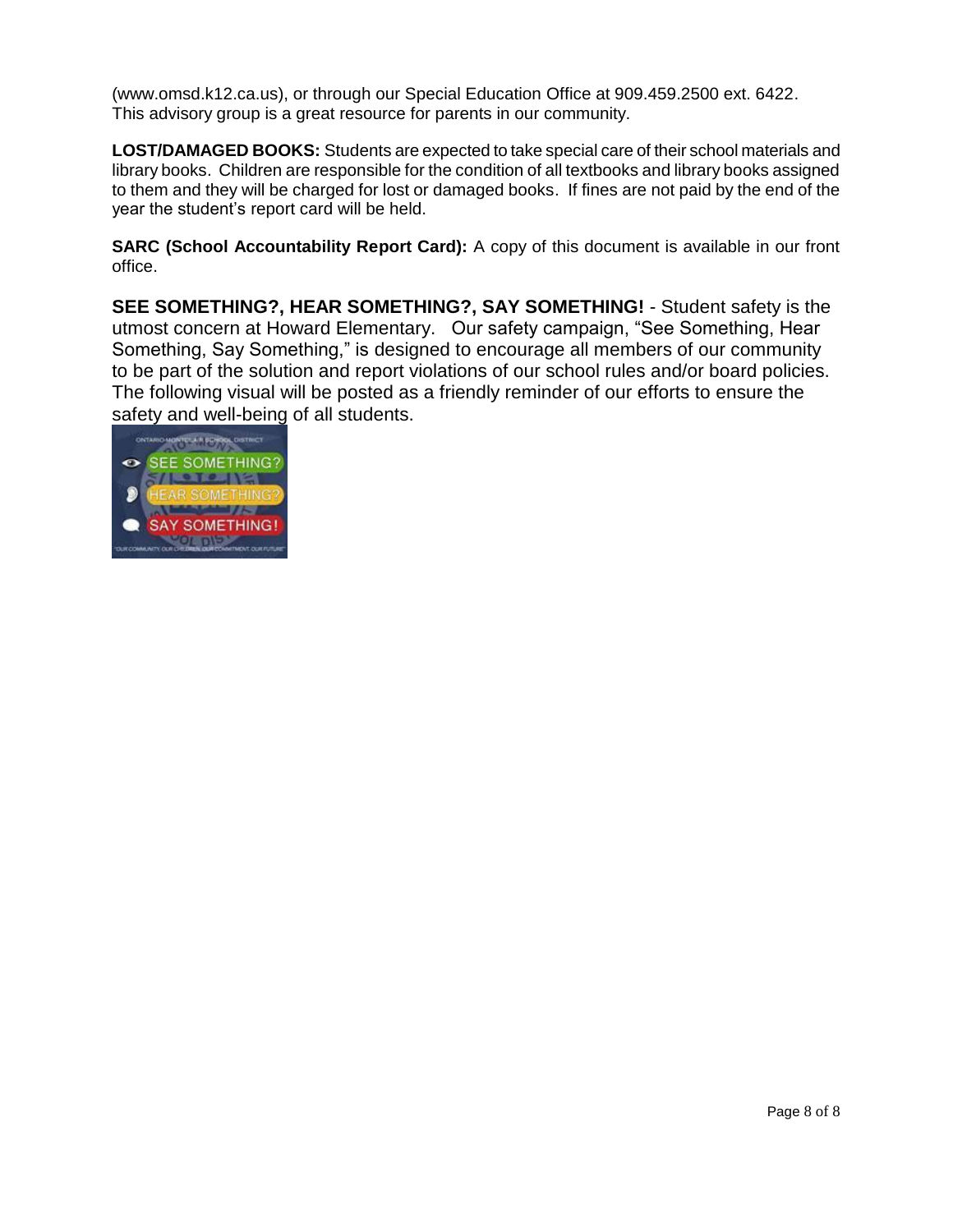(www.omsd.k12.ca.us), or through our Special Education Office at 909.459.2500 ext. 6422. This advisory group is a great resource for parents in our community.

**LOST/DAMAGED BOOKS:** Students are expected to take special care of their school materials and library books. Children are responsible for the condition of all textbooks and library books assigned to them and they will be charged for lost or damaged books. If fines are not paid by the end of the year the student's report card will be held.

**SARC (School Accountability Report Card):** A copy of this document is available in our front office.

**SEE SOMETHING?, HEAR SOMETHING?, SAY SOMETHING!** - Student safety is the utmost concern at Howard Elementary. Our safety campaign, "See Something, Hear Something, Say Something," is designed to encourage all members of our community to be part of the solution and report violations of our school rules and/or board policies. The following visual will be posted as a friendly reminder of our efforts to ensure the safety and well-being of all students.